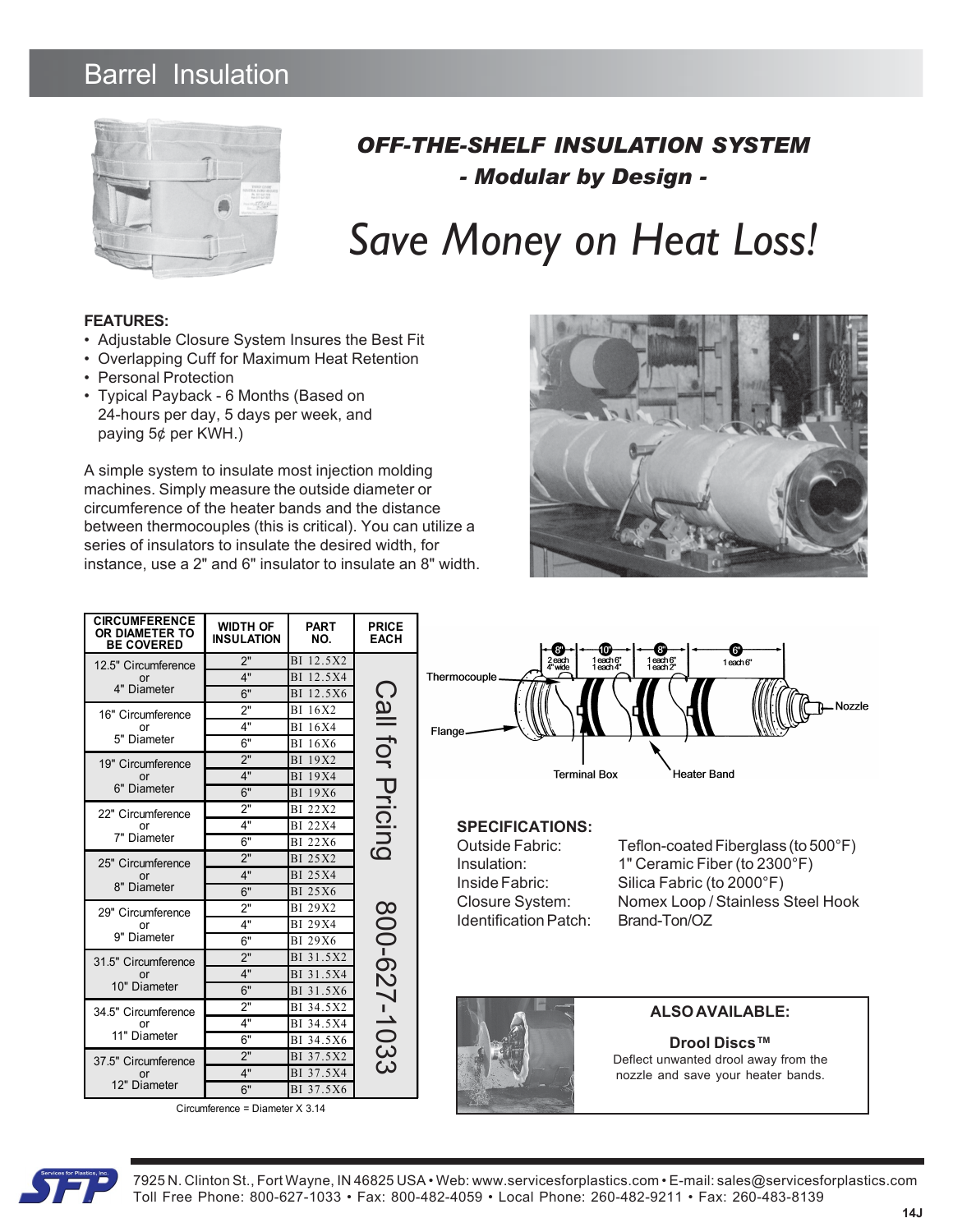# Barrel Insulation

## *OFF-THE-SHELF INSULATION SYSTEM*

### *- Modular by Design -*

# *Save Money on Heat Loss!*

**FEATURES:**

- Adjustable Closure System Insures the Best Fit
- Overlapping Cuff for Maximum Heat Retention
- Personal Protection
- Typical Payback - 6 Months (Based on 24-hours per day, 5 days per week, and paying 5¢ per KWH.)

A simple system to insulate most injection molding machines. Simply measure the outside diameter or circumference of the heater bands and the distance between thermocouples (this is critical). You can utilize a series of insulators to insulate the desired width, for instance, use a 2" and 6" insulator to insulate an 8" width.

| CIRCUMFERENCE OR DIAMETER TO BE COVERED | WIDTH OF INSULATION | PART NO. | PRICE EACH |
|---|---|---|---|
| 12.5" Circumference or 4" Diameter | 2" | BI 12.5X2 | Call for Pricing 800-627-1033 |
| | 4" | BI 12.5X4 | |
| | 6" | BI 12.5X6 | |
| 16" Circumference or 5" Diameter | 2" | BI 16X2 | |
| | 4" | BI 16X4 | |
| | 6" | BI 16X6 | |
| 19" Circumference or 6" Diameter | 2" | BI 19X2 | |
| | 4" | BI 19X4 | |
| | 6" | BI 19X6 | |
| 22" Circumference or 7" Diameter | 2" | BI 22X2 | |
| | 4" | BI 22X4 | |
| | 6" | BI 22X6 | |
| 25" Circumference or 8" Diameter | 2" | BI 25X2 | |
| | 4" | BI 25X4 | |
| | 6" | BI 25X6 | |
| 29" Circumference or 9" Diameter | 2" | BI 29X2 | |
| | 4" | BI 29X4 | |
| | 6" | BI 29X6 | |
| 31.5" Circumference or 10" Diameter | 2" | BI 31.5X2 | |
| | 4" | BI 31.5X4 | |
| | 6" | BI 31.5X6 | |
| 34.5" Circumference or 11" Diameter | 2" | BI 34.5X2 | |
| | 4" | BI 34.5X4 | |
| | 6" | BI 34.5X6 | |
| 37.5" Circumference or 12" Diameter | 2" | BI 37.5X2 | |
| | 4" | BI 37.5X4 | |
| | 6" | BI 37.5X6 | |

Circumference = Diameter X 3.14

8" (2 each 4" wide) — 10" (1 each 6", 1 each 4") — 8" (1 each 6", 1 each 2") — 6" (1 each 6")

Thermocouple — Flange — Terminal Box — Heater Band — Nozzle

**SPECIFICATIONS:**

| | |
|---|---|
| Outside Fabric: | Teflon-coated Fiberglass (to 500°F) |
| Insulation: | 1" Ceramic Fiber (to 2300°F) |
| Inside Fabric: | Silica Fabric (to 2000°F) |
| Closure System: | Nomex Loop / Stainless Steel Hook |
| Identification Patch: | Brand-Ton/OZ |

**ALSO AVAILABLE:**

**Drool Discs™**

Deflect unwanted drool away from the nozzle and save your heater bands.

7925 N. Clinton St., Fort Wayne, IN 46825 USA • Web: www.servicesforplastics.com • E-mail: sales@servicesforplastics.com
Toll Free Phone: 800-627-1033 • Fax: 800-482-4059 • Local Phone: 260-482-9211 • Fax: 260-483-8139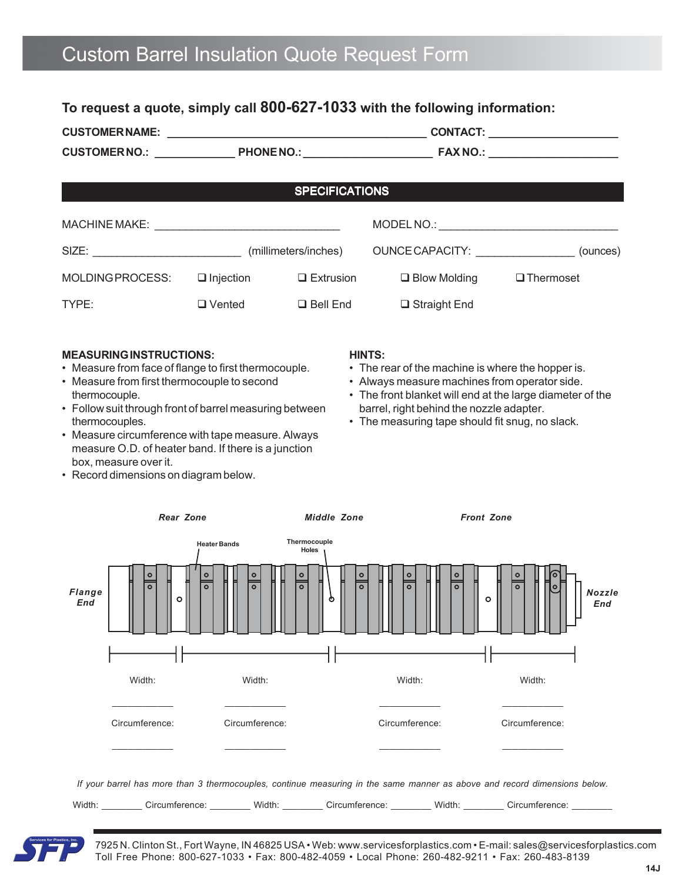# Custom Barrel Insulation Quote Request Form

**To request a quote, simply call 800-627-1033 with the following information:**

**CUSTOMER NAME:** ______________________________ **CONTACT:** ____________________

**CUSTOMER NO.:** ____________ **PHONE NO.:** ____________________ **FAX NO.:** ____________________

## SPECIFICATIONS

MACHINE MAKE: ______________________________ MODEL NO.: ______________________________

SIZE: ________________________ (millimeters/inches) OUNCE CAPACITY: ________________ (ounces)

MOLDING PROCESS: ❑ Injection ❑ Extrusion ❑ Blow Molding ❑ Thermoset

TYPE: ❑ Vented ❑ Bell End ❑ Straight End

**MEASURING INSTRUCTIONS:**

- Measure from face of flange to first thermocouple.
- Measure from first thermocouple to second thermocouple.
- Follow suit through front of barrel measuring between thermocouples.
- Measure circumference with tape measure. Always measure O.D. of heater band. If there is a junction box, measure over it.
- Record dimensions on diagram below.

**HINTS:**

- The rear of the machine is where the hopper is.
- Always measure machines from operator side.
- The front blanket will end at the large diameter of the barrel, right behind the nozzle adapter.
- The measuring tape should fit snug, no slack.

*Rear Zone* *Middle Zone* *Front Zone*

Heater Bands

Thermocouple Holes

*Flange End*

*Nozzle End*

Width: ___________ Circumference: ___________

Width: ___________ Circumference: ___________

Width: ___________ Circumference: ___________

Width: ___________ Circumference: ___________

*If your barrel has more than 3 thermocouples, continue measuring in the same manner as above and record dimensions below.*

Width: ________ Circumference: ________ Width: ________ Circumference: ________ Width: ________ Circumference: ________

Services for Plastics, Inc. SFP

7925 N. Clinton St., Fort Wayne, IN 46825 USA • Web: www.servicesforplastics.com • E-mail: sales@servicesforplastics.com
Toll Free Phone: 800-627-1033 • Fax: 800-482-4059 • Local Phone: 260-482-9211 • Fax: 260-483-8139